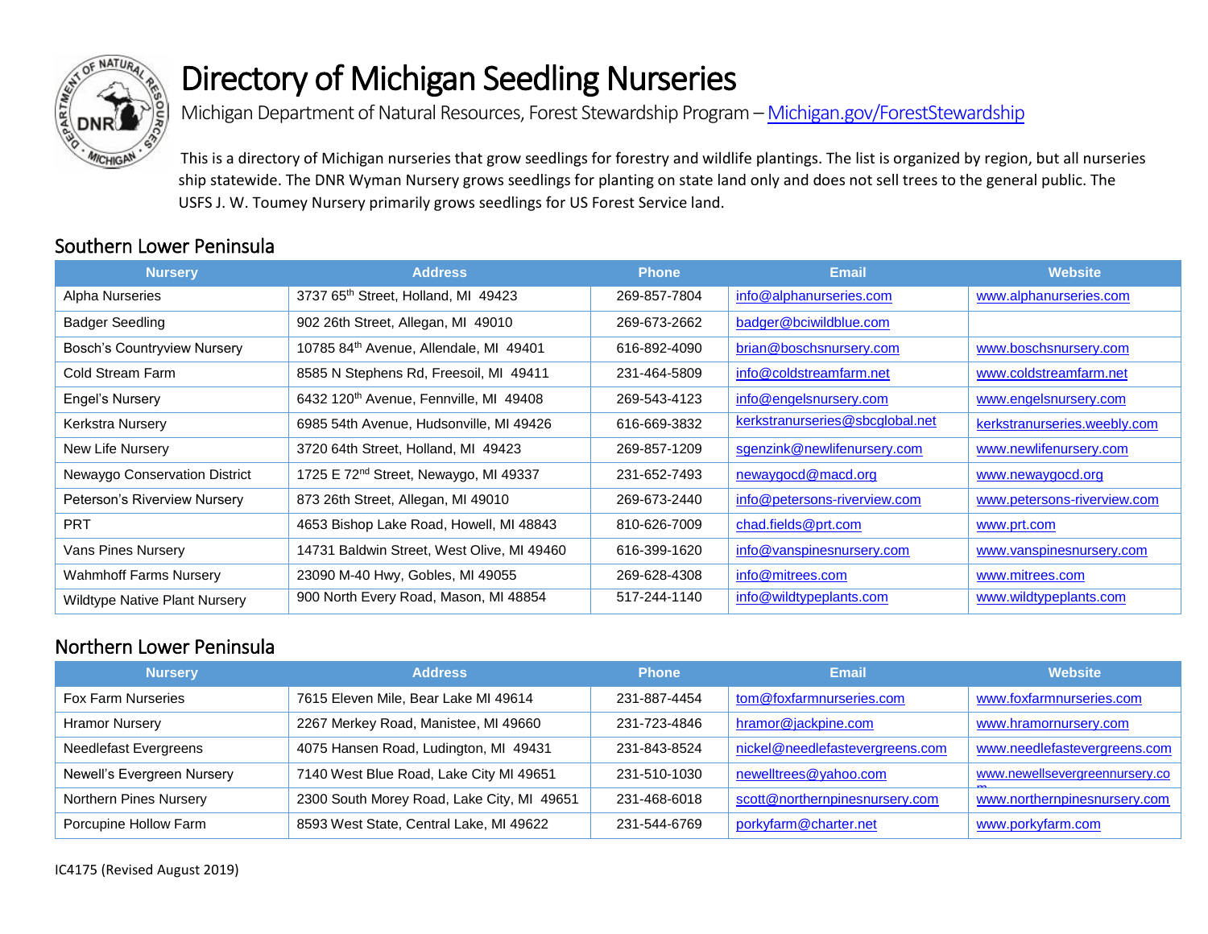# Directory of Michigan Seedling Nurseries

Michigan Department of Natural Resources, Forest Stewardship Program – Michigan.gov/ForestStewardship

This is a directory of Michigan nurseries that grow seedlings for forestry and wildlife plantings. The list is organized by region, but all nurseries ship statewide. The DNR Wyman Nursery grows seedlings for planting on state land only and does not sell trees to the general public. The USFS J. W. Toumey Nursery primarily grows seedlings for US Forest Service land.

## Southern Lower Peninsula

| Nursery | Address | Phone | Email | Website |
|---|---|---|---|---|
| Alpha Nurseries | 3737 65th Street, Holland, MI 49423 | 269-857-7804 | info@alphanurseries.com | www.alphanurseries.com |
| Badger Seedling | 902 26th Street, Allegan, MI 49010 | 269-673-2662 | badger@bciwildblue.com | |
| Bosch's Countryview Nursery | 10785 84th Avenue, Allendale, MI 49401 | 616-892-4090 | brian@boschsnursery.com | www.boschsnursery.com |
| Cold Stream Farm | 8585 N Stephens Rd, Freesoil, MI 49411 | 231-464-5809 | info@coldstreamfarm.net | www.coldstreamfarm.net |
| Engel's Nursery | 6432 120th Avenue, Fennville, MI 49408 | 269-543-4123 | info@engelsnursery.com | www.engelsnursery.com |
| Kerkstra Nursery | 6985 54th Avenue, Hudsonville, MI 49426 | 616-669-3832 | kerkstranurseries@sbcglobal.net | kerkstranurseries.weebly.com |
| New Life Nursery | 3720 64th Street, Holland, MI 49423 | 269-857-1209 | sgenzink@newlifenursery.com | www.newlifenursery.com |
| Newaygo Conservation District | 1725 E 72nd Street, Newaygo, MI 49337 | 231-652-7493 | newaygocd@macd.org | www.newaygocd.org |
| Peterson's Riverview Nursery | 873 26th Street, Allegan, MI 49010 | 269-673-2440 | info@petersons-riverview.com | www.petersons-riverview.com |
| PRT | 4653 Bishop Lake Road, Howell, MI 48843 | 810-626-7009 | chad.fields@prt.com | www.prt.com |
| Vans Pines Nursery | 14731 Baldwin Street, West Olive, MI 49460 | 616-399-1620 | info@vanspinesnursery.com | www.vanspinesnursery.com |
| Wahmhoff Farms Nursery | 23090 M-40 Hwy, Gobles, MI 49055 | 269-628-4308 | info@mitrees.com | www.mitrees.com |
| Wildtype Native Plant Nursery | 900 North Every Road, Mason, MI 48854 | 517-244-1140 | info@wildtypeplants.com | www.wildtypeplants.com |

## Northern Lower Peninsula

| Nursery | Address | Phone | Email | Website |
|---|---|---|---|---|
| Fox Farm Nurseries | 7615 Eleven Mile, Bear Lake MI 49614 | 231-887-4454 | tom@foxfarmnurseries.com | www.foxfarmnurseries.com |
| Hramor Nursery | 2267 Merkey Road, Manistee, MI 49660 | 231-723-4846 | hramor@jackpine.com | www.hramornursery.com |
| Needlefast Evergreens | 4075 Hansen Road, Ludington, MI 49431 | 231-843-8524 | nickel@needlefastevergreens.com | www.needlefastevergreens.com |
| Newell's Evergreen Nursery | 7140 West Blue Road, Lake City MI 49651 | 231-510-1030 | newelltrees@yahoo.com | www.newellsevergreennursery.com |
| Northern Pines Nursery | 2300 South Morey Road, Lake City, MI 49651 | 231-468-6018 | scott@northernpinesnursery.com | www.northernpinesnursery.com |
| Porcupine Hollow Farm | 8593 West State, Central Lake, MI 49622 | 231-544-6769 | porkyfarm@charter.net | www.porkyfarm.com |

IC4175 (Revised August 2019)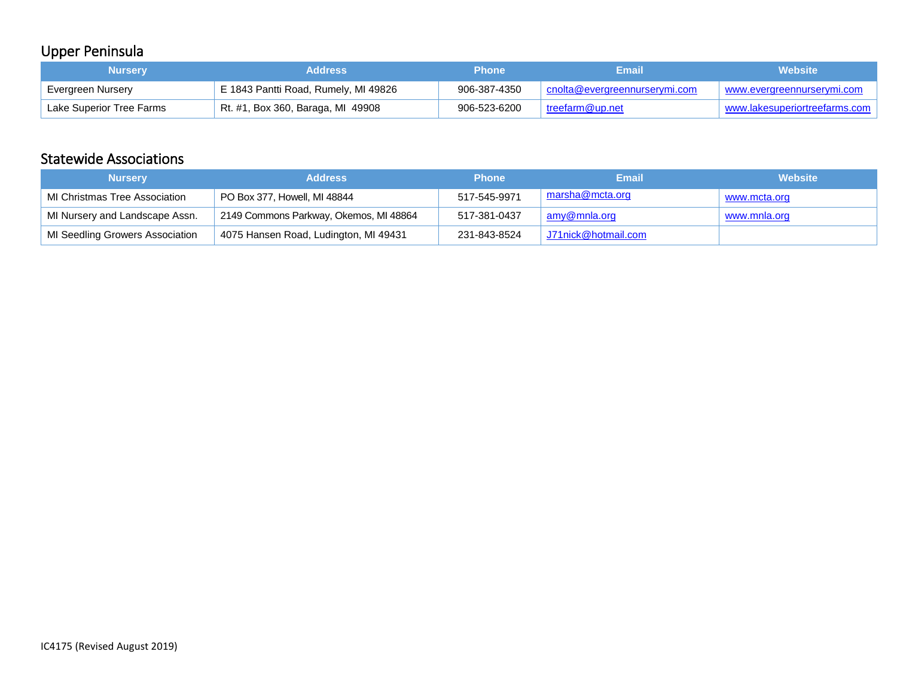## Upper Peninsula

| Nursery | Address | Phone | Email | Website |
|---|---|---|---|---|
| Evergreen Nursery | E 1843 Pantti Road, Rumely, MI 49826 | 906-387-4350 | cnolta@evergreennurserymi.com | www.evergreennurserymi.com |
| Lake Superior Tree Farms | Rt. #1, Box 360, Baraga, MI 49908 | 906-523-6200 | treefarm@up.net | www.lakesuperiortreefarms.com |

## Statewide Associations

| Nursery | Address | Phone | Email | Website |
|---|---|---|---|---|
| MI Christmas Tree Association | PO Box 377, Howell, MI 48844 | 517-545-9971 | marsha@mcta.org | www.mcta.org |
| MI Nursery and Landscape Assn. | 2149 Commons Parkway, Okemos, MI 48864 | 517-381-0437 | amy@mnla.org | www.mnla.org |
| MI Seedling Growers Association | 4075 Hansen Road, Ludington, MI 49431 | 231-843-8524 | J71nick@hotmail.com | |

IC4175 (Revised August 2019)